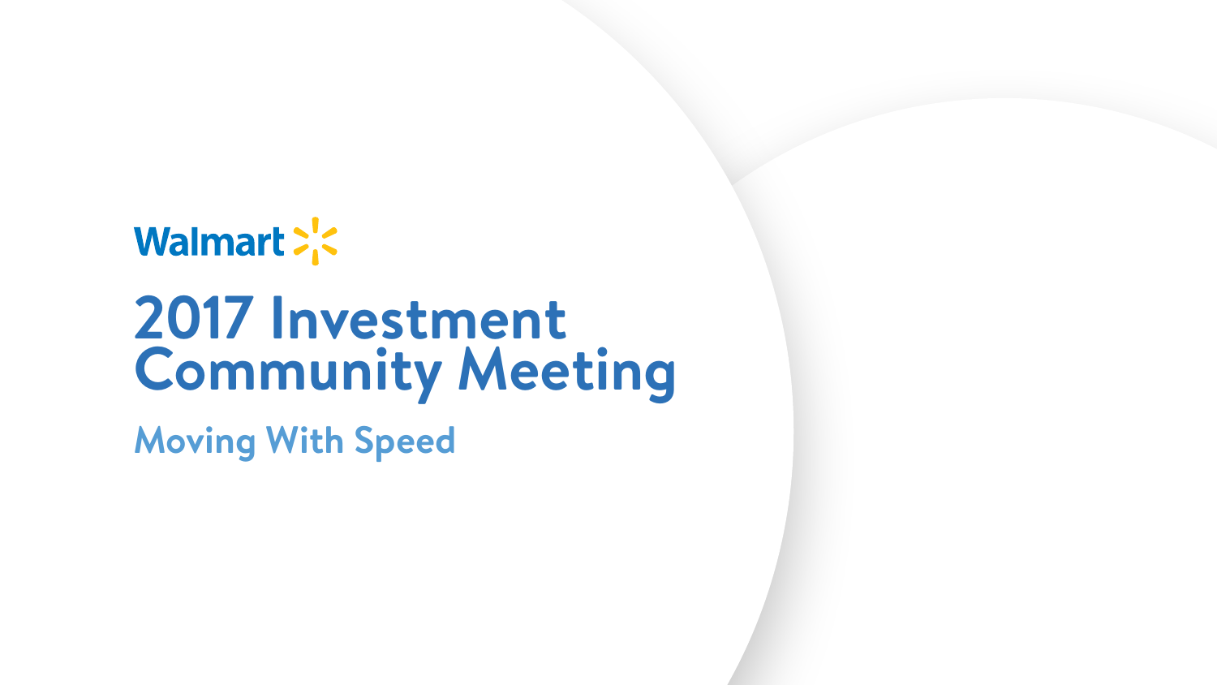Walmart

# 2017 Investment Community Meeting

## Moving With Speed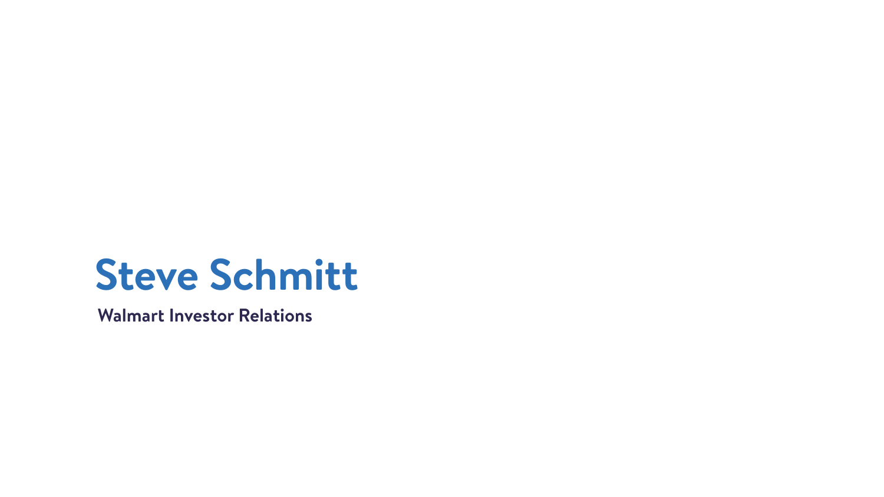# Steve Schmitt

**Walmart Investor Relations**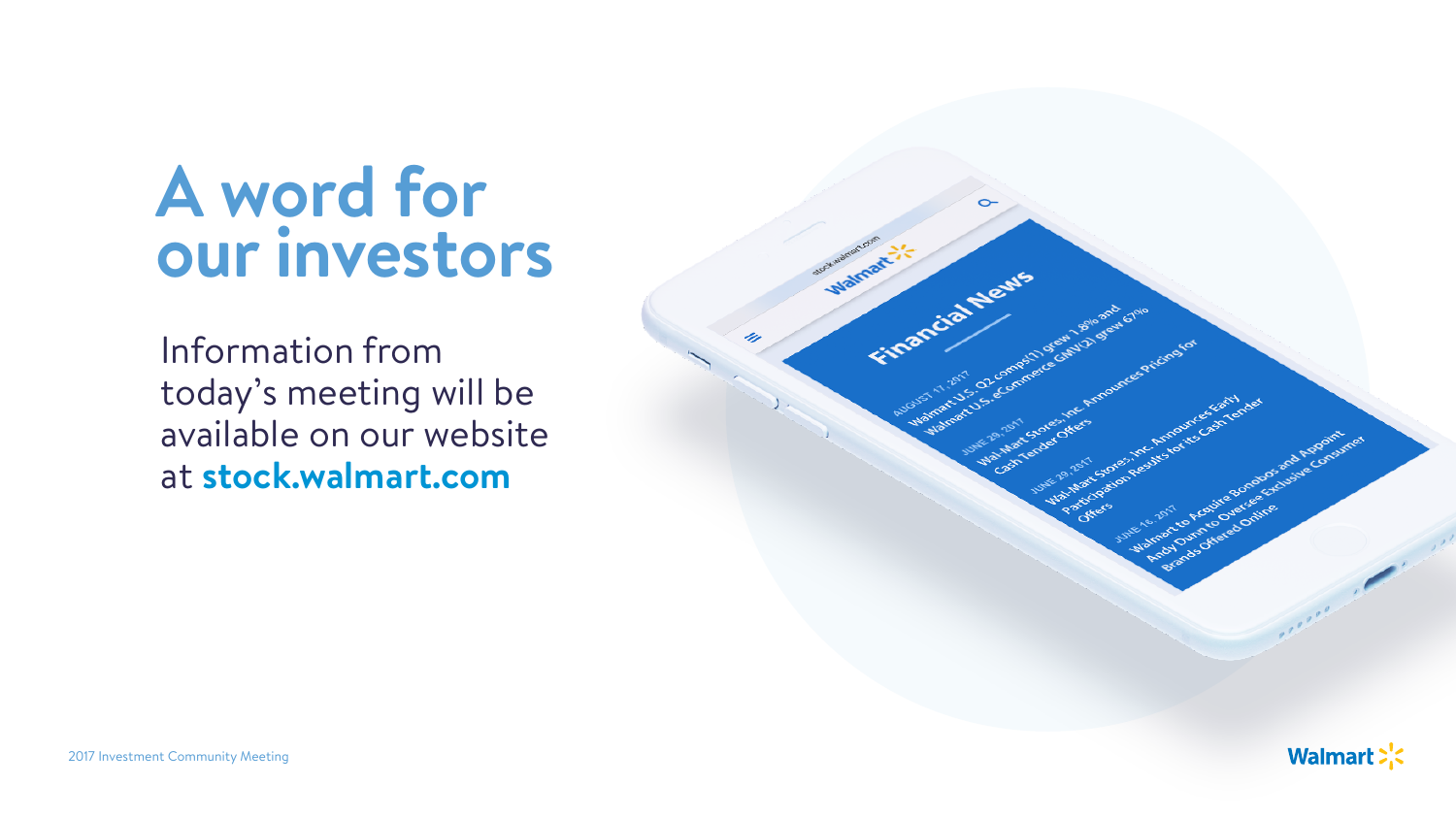# A word for our investors

Information from today's meeting will be available on our website at **stock.walmart.com**

stock.walmart.com

Walmart

## Financial News

AUGUST 17, 2017
Walmart U.S. Q2 comps(1) grew 1.8% and Walmart U.S. eCommerce GMV(2) grew 67%

JUNE 29, 2017
Wal-Mart Stores, Inc. Announces Pricing for Cash Tender Offers

JUNE 29, 2017
Wal-Mart Stores, Inc. Announces Early Participation Results for its Cash Tender Offers

JUNE 16, 2017
Walmart to Acquire Bonobos and Appoint Andy Dunn to Oversee Exclusive Consumer Brands Offered Online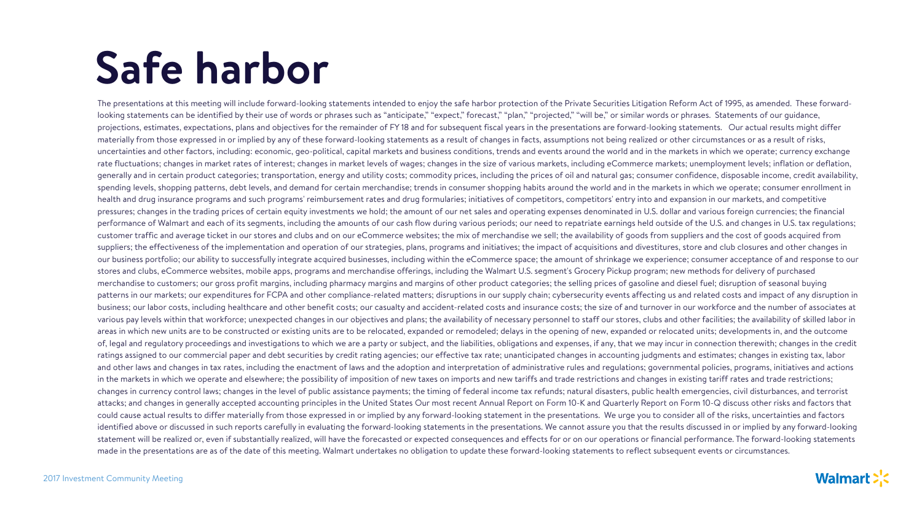# Safe harbor

The presentations at this meeting will include forward-looking statements intended to enjoy the safe harbor protection of the Private Securities Litigation Reform Act of 1995, as amended. These forward-looking statements can be identified by their use of words or phrases such as "anticipate," "expect," forecast," "plan," "projected," "will be," or similar words or phrases. Statements of our guidance, projections, estimates, expectations, plans and objectives for the remainder of FY 18 and for subsequent fiscal years in the presentations are forward-looking statements. Our actual results might differ materially from those expressed in or implied by any of these forward-looking statements as a result of changes in facts, assumptions not being realized or other circumstances or as a result of risks, uncertainties and other factors, including: economic, geo-political, capital markets and business conditions, trends and events around the world and in the markets in which we operate; currency exchange rate fluctuations; changes in market rates of interest; changes in market levels of wages; changes in the size of various markets, including eCommerce markets; unemployment levels; inflation or deflation, generally and in certain product categories; transportation, energy and utility costs; commodity prices, including the prices of oil and natural gas; consumer confidence, disposable income, credit availability, spending levels, shopping patterns, debt levels, and demand for certain merchandise; trends in consumer shopping habits around the world and in the markets in which we operate; consumer enrollment in health and drug insurance programs and such programs' reimbursement rates and drug formularies; initiatives of competitors, competitors' entry into and expansion in our markets, and competitive pressures; changes in the trading prices of certain equity investments we hold; the amount of our net sales and operating expenses denominated in U.S. dollar and various foreign currencies; the financial performance of Walmart and each of its segments, including the amounts of our cash flow during various periods; our need to repatriate earnings held outside of the U.S. and changes in U.S. tax regulations; customer traffic and average ticket in our stores and clubs and on our eCommerce websites; the mix of merchandise we sell; the availability of goods from suppliers and the cost of goods acquired from suppliers; the effectiveness of the implementation and operation of our strategies, plans, programs and initiatives; the impact of acquisitions and divestitures, store and club closures and other changes in our business portfolio; our ability to successfully integrate acquired businesses, including within the eCommerce space; the amount of shrinkage we experience; consumer acceptance of and response to our stores and clubs, eCommerce websites, mobile apps, programs and merchandise offerings, including the Walmart U.S. segment's Grocery Pickup program; new methods for delivery of purchased merchandise to customers; our gross profit margins, including pharmacy margins and margins of other product categories; the selling prices of gasoline and diesel fuel; disruption of seasonal buying patterns in our markets; our expenditures for FCPA and other compliance-related matters; disruptions in our supply chain; cybersecurity events affecting us and related costs and impact of any disruption in business; our labor costs, including healthcare and other benefit costs; our casualty and accident-related costs and insurance costs; the size of and turnover in our workforce and the number of associates at various pay levels within that workforce; unexpected changes in our objectives and plans; the availability of necessary personnel to staff our stores, clubs and other facilities; the availability of skilled labor in areas in which new units are to be constructed or existing units are to be relocated, expanded or remodeled; delays in the opening of new, expanded or relocated units; developments in, and the outcome of, legal and regulatory proceedings and investigations to which we are a party or subject, and the liabilities, obligations and expenses, if any, that we may incur in connection therewith; changes in the credit ratings assigned to our commercial paper and debt securities by credit rating agencies; our effective tax rate; unanticipated changes in accounting judgments and estimates; changes in existing tax, labor and other laws and changes in tax rates, including the enactment of laws and the adoption and interpretation of administrative rules and regulations; governmental policies, programs, initiatives and actions in the markets in which we operate and elsewhere; the possibility of imposition of new taxes on imports and new tariffs and trade restrictions and changes in existing tariff rates and trade restrictions; changes in currency control laws; changes in the level of public assistance payments; the timing of federal income tax refunds; natural disasters, public health emergencies, civil disturbances, and terrorist attacks; and changes in generally accepted accounting principles in the United States Our most recent Annual Report on Form 10-K and Quarterly Report on Form 10-Q discuss other risks and factors that could cause actual results to differ materially from those expressed in or implied by any forward-looking statement in the presentations. We urge you to consider all of the risks, uncertainties and factors identified above or discussed in such reports carefully in evaluating the forward-looking statements in the presentations. We cannot assure you that the results discussed in or implied by any forward-looking statement will be realized or, even if substantially realized, will have the forecasted or expected consequences and effects for or on our operations or financial performance. The forward-looking statements made in the presentations are as of the date of this meeting. Walmart undertakes no obligation to update these forward-looking statements to reflect subsequent events or circumstances.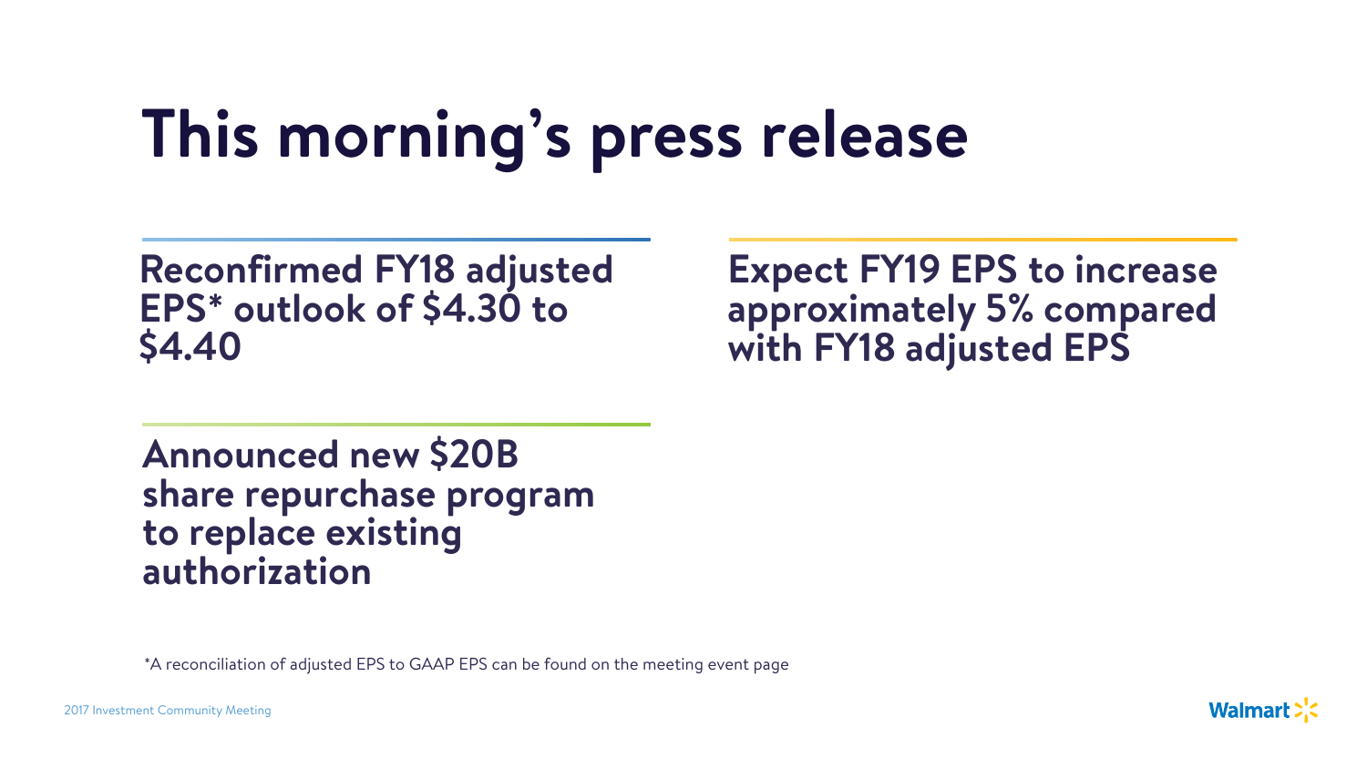# This morning's press release

Reconfirmed FY18 adjusted EPS* outlook of $4.30 to $4.40

Expect FY19 EPS to increase approximately 5% compared with FY18 adjusted EPS

Announced new $20B share repurchase program to replace existing authorization

*A reconciliation of adjusted EPS to GAAP EPS can be found on the meeting event page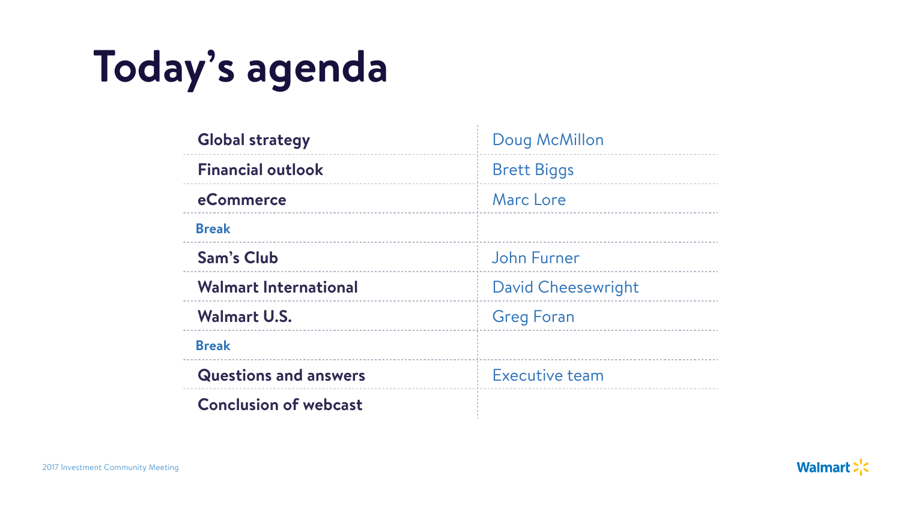# Today's agenda

| | |
|---|---|
| **Global strategy** | Doug McMillon |
| **Financial outlook** | Brett Biggs |
| **eCommerce** | Marc Lore |
| **Break** | |
| **Sam's Club** | John Furner |
| **Walmart International** | David Cheesewright |
| **Walmart U.S.** | Greg Foran |
| **Break** | |
| **Questions and answers** | Executive team |
| **Conclusion of webcast** | |